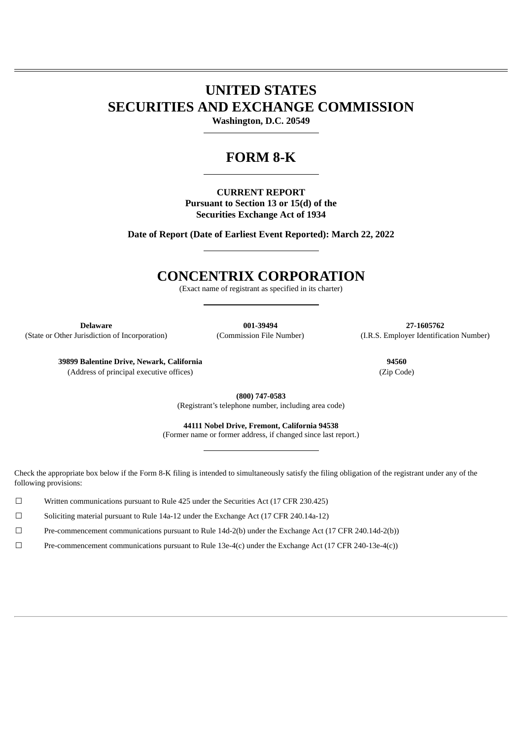# UNITED STATES
# SECURITIES AND EXCHANGE COMMISSION

**Washington, D.C. 20549**

---

# FORM 8-K

---

**CURRENT REPORT**
**Pursuant to Section 13 or 15(d) of the**
**Securities Exchange Act of 1934**

**Date of Report (Date of Earliest Event Reported): March 22, 2022**

---

# CONCENTRIX CORPORATION

(Exact name of registrant as specified in its charter)

---

| **Delaware** | **001-39494** | **27-1605762** |
|---|---|---|
| (State or Other Jurisdiction of Incorporation) | (Commission File Number) | (I.R.S. Employer Identification Number) |

| **39899 Balentine Drive, Newark, California** | **94560** |
|---|---|
| (Address of principal executive offices) | (Zip Code) |

**(800) 747-0583**
(Registrant's telephone number, including area code)

**44111 Nobel Drive, Fremont, California 94538**
(Former name or former address, if changed since last report.)

---

Check the appropriate box below if the Form 8-K filing is intended to simultaneously satisfy the filing obligation of the registrant under any of the following provisions:

☐ Written communications pursuant to Rule 425 under the Securities Act (17 CFR 230.425)

☐ Soliciting material pursuant to Rule 14a-12 under the Exchange Act (17 CFR 240.14a-12)

☐ Pre-commencement communications pursuant to Rule 14d-2(b) under the Exchange Act (17 CFR 240.14d-2(b))

☐ Pre-commencement communications pursuant to Rule 13e-4(c) under the Exchange Act (17 CFR 240-13e-4(c))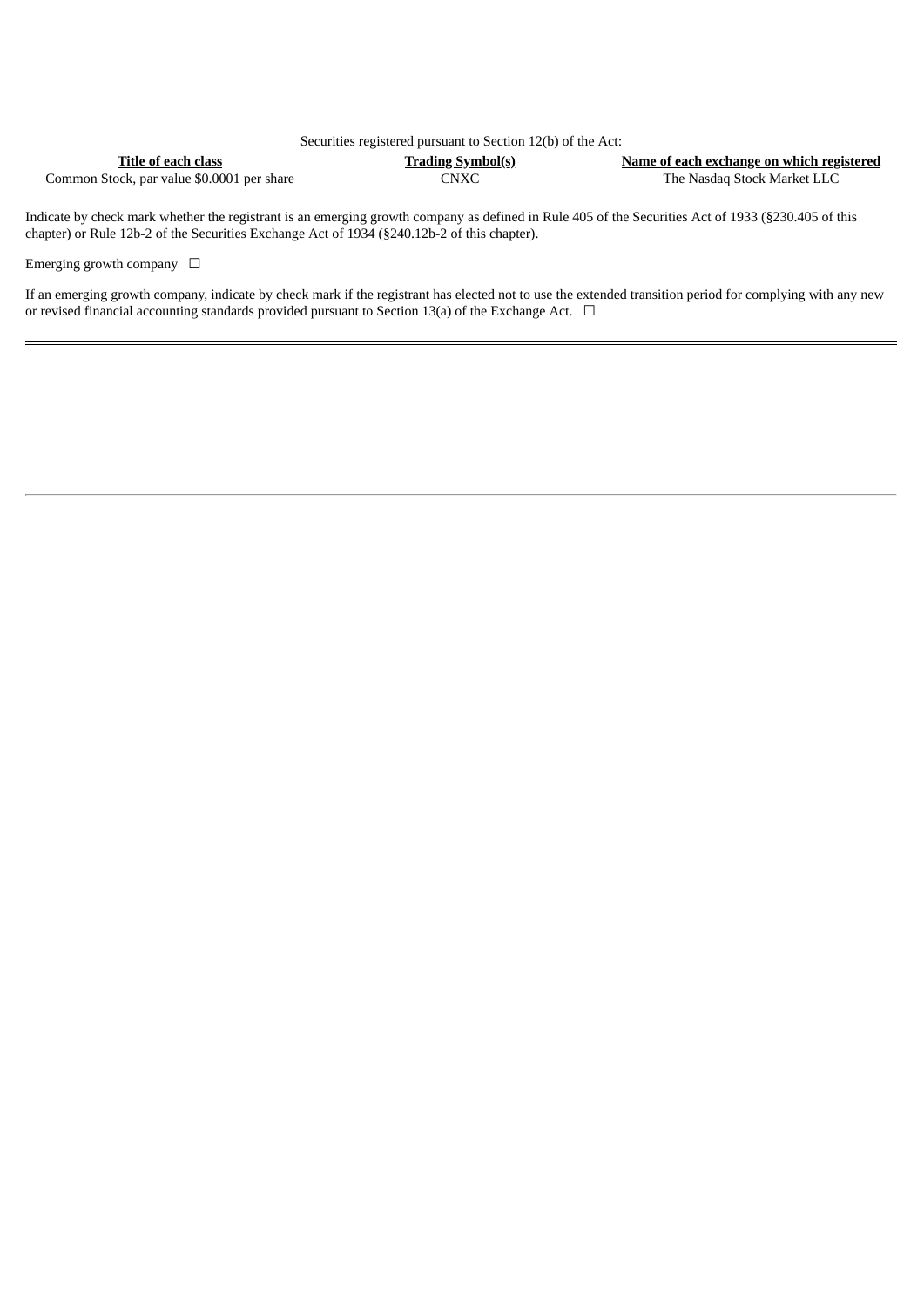Securities registered pursuant to Section 12(b) of the Act:

| Title of each class | Trading Symbol(s) | Name of each exchange on which registered |
| --- | --- | --- |
| Common Stock, par value $0.0001 per share | CNXC | The Nasdaq Stock Market LLC |

Indicate by check mark whether the registrant is an emerging growth company as defined in Rule 405 of the Securities Act of 1933 (§230.405 of this chapter) or Rule 12b-2 of the Securities Exchange Act of 1934 (§240.12b-2 of this chapter).

Emerging growth company ☐

If an emerging growth company, indicate by check mark if the registrant has elected not to use the extended transition period for complying with any new or revised financial accounting standards provided pursuant to Section 13(a) of the Exchange Act. ☐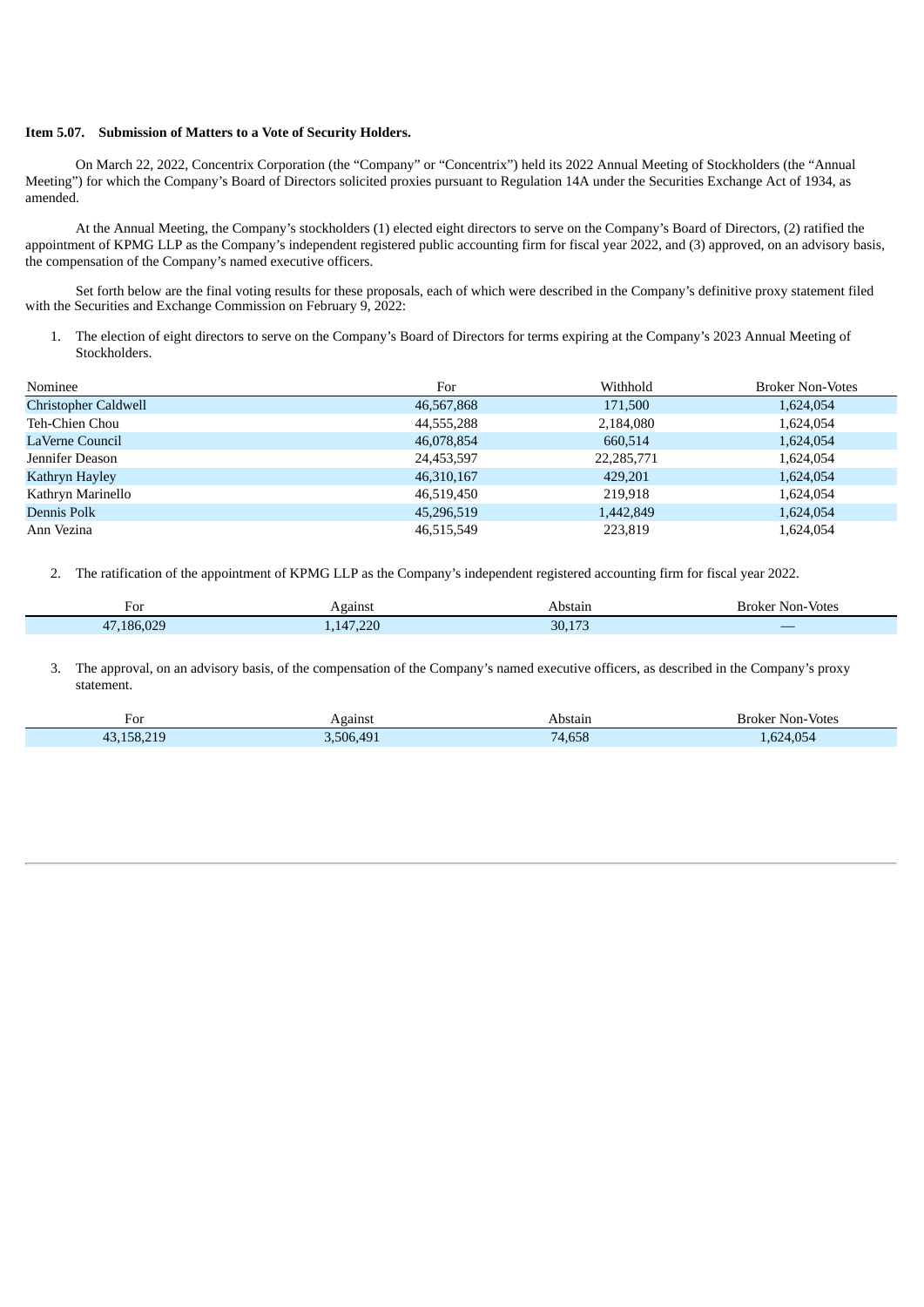**Item 5.07. Submission of Matters to a Vote of Security Holders.**

On March 22, 2022, Concentrix Corporation (the "Company" or "Concentrix") held its 2022 Annual Meeting of Stockholders (the "Annual Meeting") for which the Company's Board of Directors solicited proxies pursuant to Regulation 14A under the Securities Exchange Act of 1934, as amended.

At the Annual Meeting, the Company's stockholders (1) elected eight directors to serve on the Company's Board of Directors, (2) ratified the appointment of KPMG LLP as the Company's independent registered public accounting firm for fiscal year 2022, and (3) approved, on an advisory basis, the compensation of the Company's named executive officers.

Set forth below are the final voting results for these proposals, each of which were described in the Company's definitive proxy statement filed with the Securities and Exchange Commission on February 9, 2022:

1. The election of eight directors to serve on the Company's Board of Directors for terms expiring at the Company's 2023 Annual Meeting of Stockholders.

| Nominee | For | Withhold | Broker Non-Votes |
|---|---|---|---|
| Christopher Caldwell | 46,567,868 | 171,500 | 1,624,054 |
| Teh-Chien Chou | 44,555,288 | 2,184,080 | 1,624,054 |
| LaVerne Council | 46,078,854 | 660,514 | 1,624,054 |
| Jennifer Deason | 24,453,597 | 22,285,771 | 1,624,054 |
| Kathryn Hayley | 46,310,167 | 429,201 | 1,624,054 |
| Kathryn Marinello | 46,519,450 | 219,918 | 1,624,054 |
| Dennis Polk | 45,296,519 | 1,442,849 | 1,624,054 |
| Ann Vezina | 46,515,549 | 223,819 | 1,624,054 |

2. The ratification of the appointment of KPMG LLP as the Company's independent registered accounting firm for fiscal year 2022.

| For | Against | Abstain | Broker Non-Votes |
|---|---|---|---|
| 47,186,029 | 1,147,220 | 30,173 | — |

3. The approval, on an advisory basis, of the compensation of the Company's named executive officers, as described in the Company's proxy statement.

| For | Against | Abstain | Broker Non-Votes |
|---|---|---|---|
| 43,158,219 | 3,506,491 | 74,658 | 1,624,054 |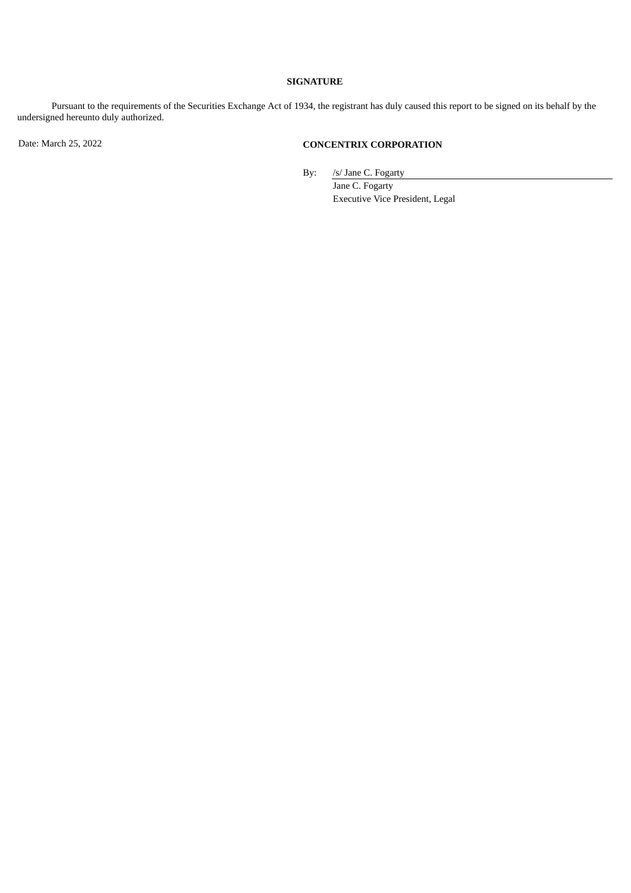**SIGNATURE**

Pursuant to the requirements of the Securities Exchange Act of 1934, the registrant has duly caused this report to be signed on its behalf by the undersigned hereunto duly authorized.

Date: March 25, 2022

**CONCENTRIX CORPORATION**

By: /s/ Jane C. Fogarty

Jane C. Fogarty

Executive Vice President, Legal